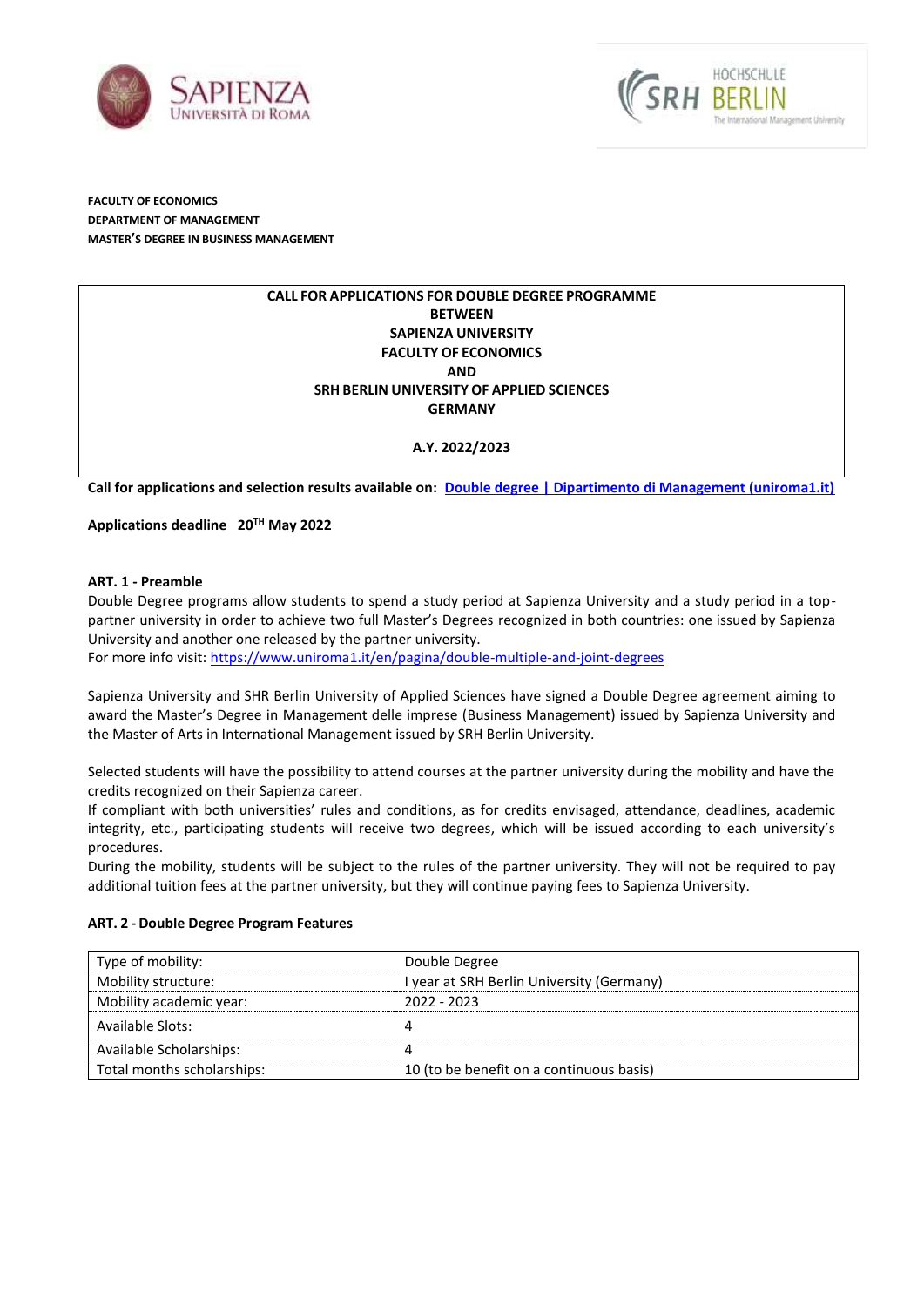**FACULTY OF ECONOMICS**
**DEPARTMENT OF MANAGEMENT**
**MASTER'S DEGREE IN BUSINESS MANAGEMENT**

**CALL FOR APPLICATIONS FOR DOUBLE DEGREE PROGRAMME**
**BETWEEN**
**SAPIENZA UNIVERSITY**
**FACULTY OF ECONOMICS**
**AND**
**SRH BERLIN UNIVERSITY OF APPLIED SCIENCES**
**GERMANY**

**A.Y. 2022/2023**

**Call for applications and selection results available on: [Double degree | Dipartimento di Management (uniroma1.it)]**

**Applications deadline 20TH May 2022**

### ART. 1 - Preamble

Double Degree programs allow students to spend a study period at Sapienza University and a study period in a top-partner university in order to achieve two full Master's Degrees recognized in both countries: one issued by Sapienza University and another one released by the partner university.
For more info visit: https://www.uniroma1.it/en/pagina/double-multiple-and-joint-degrees

Sapienza University and SHR Berlin University of Applied Sciences have signed a Double Degree agreement aiming to award the Master's Degree in Management delle imprese (Business Management) issued by Sapienza University and the Master of Arts in International Management issued by SRH Berlin University.

Selected students will have the possibility to attend courses at the partner university during the mobility and have the credits recognized on their Sapienza career.
If compliant with both universities' rules and conditions, as for credits envisaged, attendance, deadlines, academic integrity, etc., participating students will receive two degrees, which will be issued according to each university's procedures.
During the mobility, students will be subject to the rules of the partner university. They will not be required to pay additional tuition fees at the partner university, but they will continue paying fees to Sapienza University.

### ART. 2 - Double Degree Program Features

| | |
|---|---|
| Type of mobility: | Double Degree |
| Mobility structure: | I year at SRH Berlin University (Germany) |
| Mobility academic year: | 2022 - 2023 |
| Available Slots: | 4 |
| Available Scholarships: | 4 |
| Total months scholarships: | 10 (to be benefit on a continuous basis) |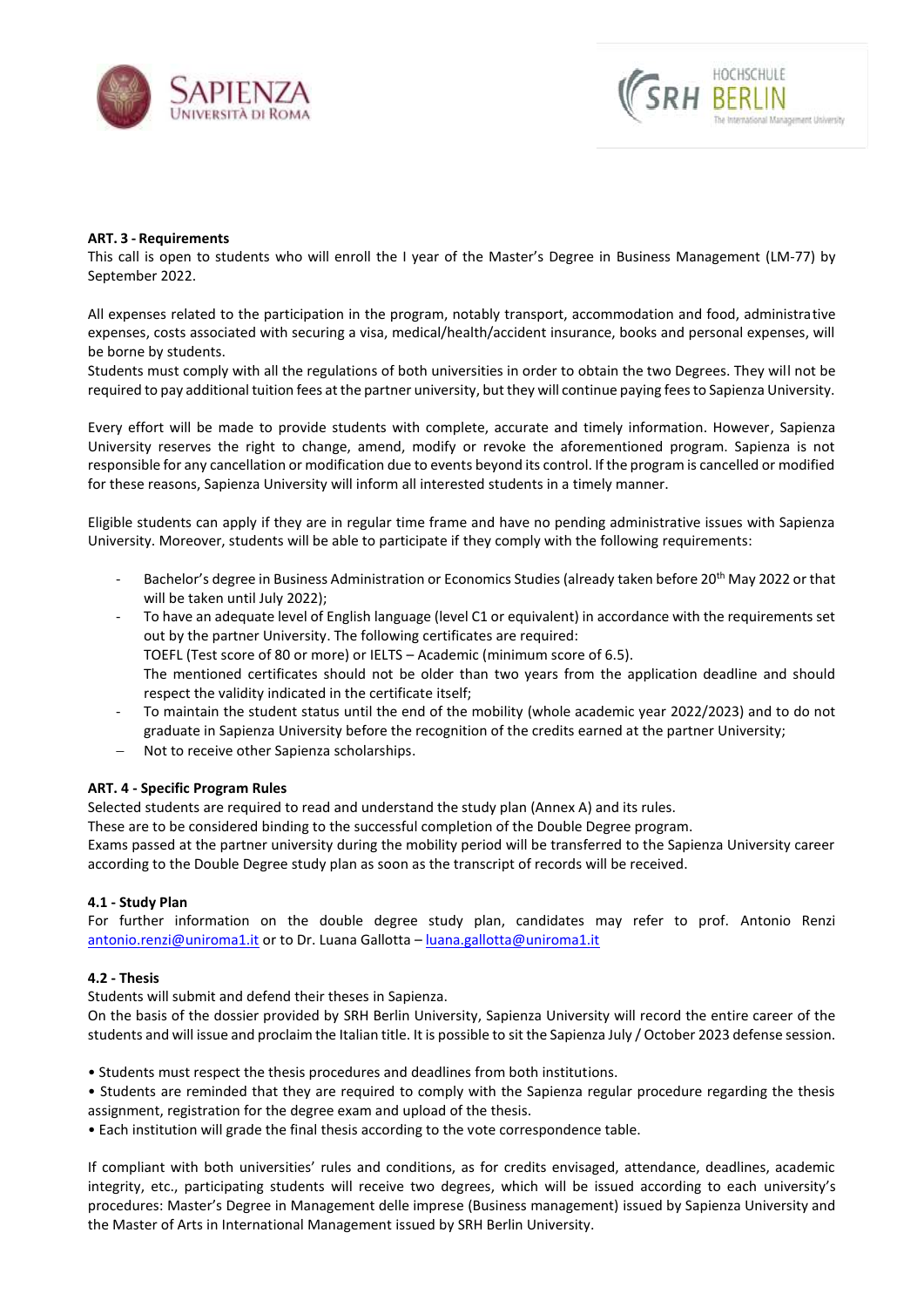**ART. 3 - Requirements**

This call is open to students who will enroll the I year of the Master's Degree in Business Management (LM-77) by September 2022.

All expenses related to the participation in the program, notably transport, accommodation and food, administrative expenses, costs associated with securing a visa, medical/health/accident insurance, books and personal expenses, will be borne by students.

Students must comply with all the regulations of both universities in order to obtain the two Degrees. They will not be required to pay additional tuition fees at the partner university, but they will continue paying fees to Sapienza University.

Every effort will be made to provide students with complete, accurate and timely information. However, Sapienza University reserves the right to change, amend, modify or revoke the aforementioned program. Sapienza is not responsible for any cancellation or modification due to events beyond its control. If the program is cancelled or modified for these reasons, Sapienza University will inform all interested students in a timely manner.

Eligible students can apply if they are in regular time frame and have no pending administrative issues with Sapienza University. Moreover, students will be able to participate if they comply with the following requirements:

- Bachelor's degree in Business Administration or Economics Studies (already taken before 20th May 2022 or that will be taken until July 2022);
- To have an adequate level of English language (level C1 or equivalent) in accordance with the requirements set out by the partner University. The following certificates are required:
  TOEFL (Test score of 80 or more) or IELTS – Academic (minimum score of 6.5).
  The mentioned certificates should not be older than two years from the application deadline and should respect the validity indicated in the certificate itself;
- To maintain the student status until the end of the mobility (whole academic year 2022/2023) and to do not graduate in Sapienza University before the recognition of the credits earned at the partner University;
- Not to receive other Sapienza scholarships.

**ART. 4 - Specific Program Rules**

Selected students are required to read and understand the study plan (Annex A) and its rules.
These are to be considered binding to the successful completion of the Double Degree program.
Exams passed at the partner university during the mobility period will be transferred to the Sapienza University career according to the Double Degree study plan as soon as the transcript of records will be received.

**4.1 - Study Plan**

For further information on the double degree study plan, candidates may refer to prof. Antonio Renzi antonio.renzi@uniroma1.it or to Dr. Luana Gallotta – luana.gallotta@uniroma1.it

**4.2 - Thesis**

Students will submit and defend their theses in Sapienza.
On the basis of the dossier provided by SRH Berlin University, Sapienza University will record the entire career of the students and will issue and proclaim the Italian title. It is possible to sit the Sapienza July / October 2023 defense session.

- Students must respect the thesis procedures and deadlines from both institutions.
- Students are reminded that they are required to comply with the Sapienza regular procedure regarding the thesis assignment, registration for the degree exam and upload of the thesis.
- Each institution will grade the final thesis according to the vote correspondence table.

If compliant with both universities' rules and conditions, as for credits envisaged, attendance, deadlines, academic integrity, etc., participating students will receive two degrees, which will be issued according to each university's procedures: Master's Degree in Management delle imprese (Business management) issued by Sapienza University and the Master of Arts in International Management issued by SRH Berlin University.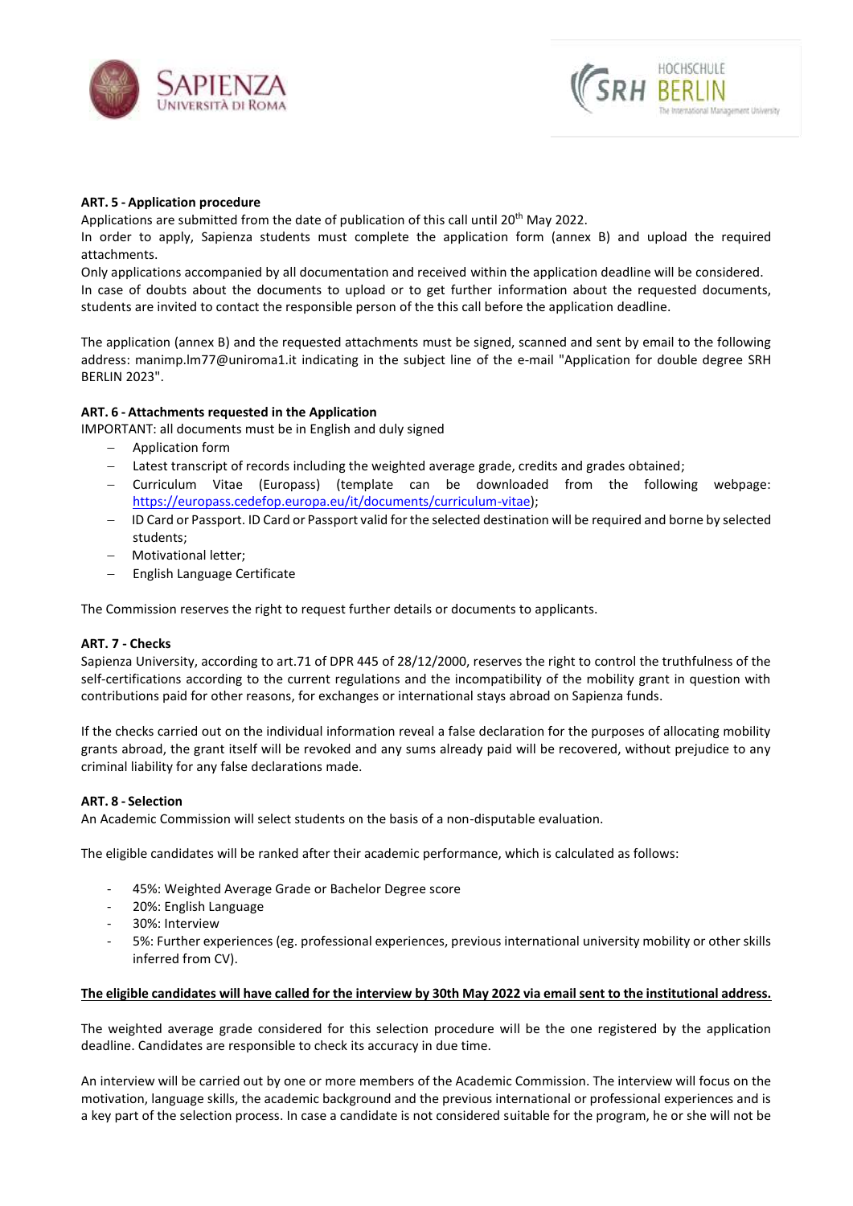**ART. 5 - Application procedure**

Applications are submitted from the date of publication of this call until 20th May 2022.

In order to apply, Sapienza students must complete the application form (annex B) and upload the required attachments.

Only applications accompanied by all documentation and received within the application deadline will be considered.

In case of doubts about the documents to upload or to get further information about the requested documents, students are invited to contact the responsible person of the this call before the application deadline.

The application (annex B) and the requested attachments must be signed, scanned and sent by email to the following address: manimp.lm77@uniroma1.it indicating in the subject line of the e-mail "Application for double degree SRH BERLIN 2023".

**ART. 6 - Attachments requested in the Application**

IMPORTANT: all documents must be in English and duly signed

- Application form
- Latest transcript of records including the weighted average grade, credits and grades obtained;
- Curriculum Vitae (Europass) (template can be downloaded from the following webpage: https://europass.cedefop.europa.eu/it/documents/curriculum-vitae);
- ID Card or Passport. ID Card or Passport valid for the selected destination will be required and borne by selected students;
- Motivational letter;
- English Language Certificate

The Commission reserves the right to request further details or documents to applicants.

**ART. 7 - Checks**

Sapienza University, according to art.71 of DPR 445 of 28/12/2000, reserves the right to control the truthfulness of the self-certifications according to the current regulations and the incompatibility of the mobility grant in question with contributions paid for other reasons, for exchanges or international stays abroad on Sapienza funds.

If the checks carried out on the individual information reveal a false declaration for the purposes of allocating mobility grants abroad, the grant itself will be revoked and any sums already paid will be recovered, without prejudice to any criminal liability for any false declarations made.

**ART. 8 - Selection**

An Academic Commission will select students on the basis of a non-disputable evaluation.

The eligible candidates will be ranked after their academic performance, which is calculated as follows:

- 45%: Weighted Average Grade or Bachelor Degree score
- 20%: English Language
- 30%: Interview
- 5%: Further experiences (eg. professional experiences, previous international university mobility or other skills inferred from CV).

**The eligible candidates will have called for the interview by 30th May 2022 via email sent to the institutional address.**

The weighted average grade considered for this selection procedure will be the one registered by the application deadline. Candidates are responsible to check its accuracy in due time.

An interview will be carried out by one or more members of the Academic Commission. The interview will focus on the motivation, language skills, the academic background and the previous international or professional experiences and is a key part of the selection process. In case a candidate is not considered suitable for the program, he or she will not be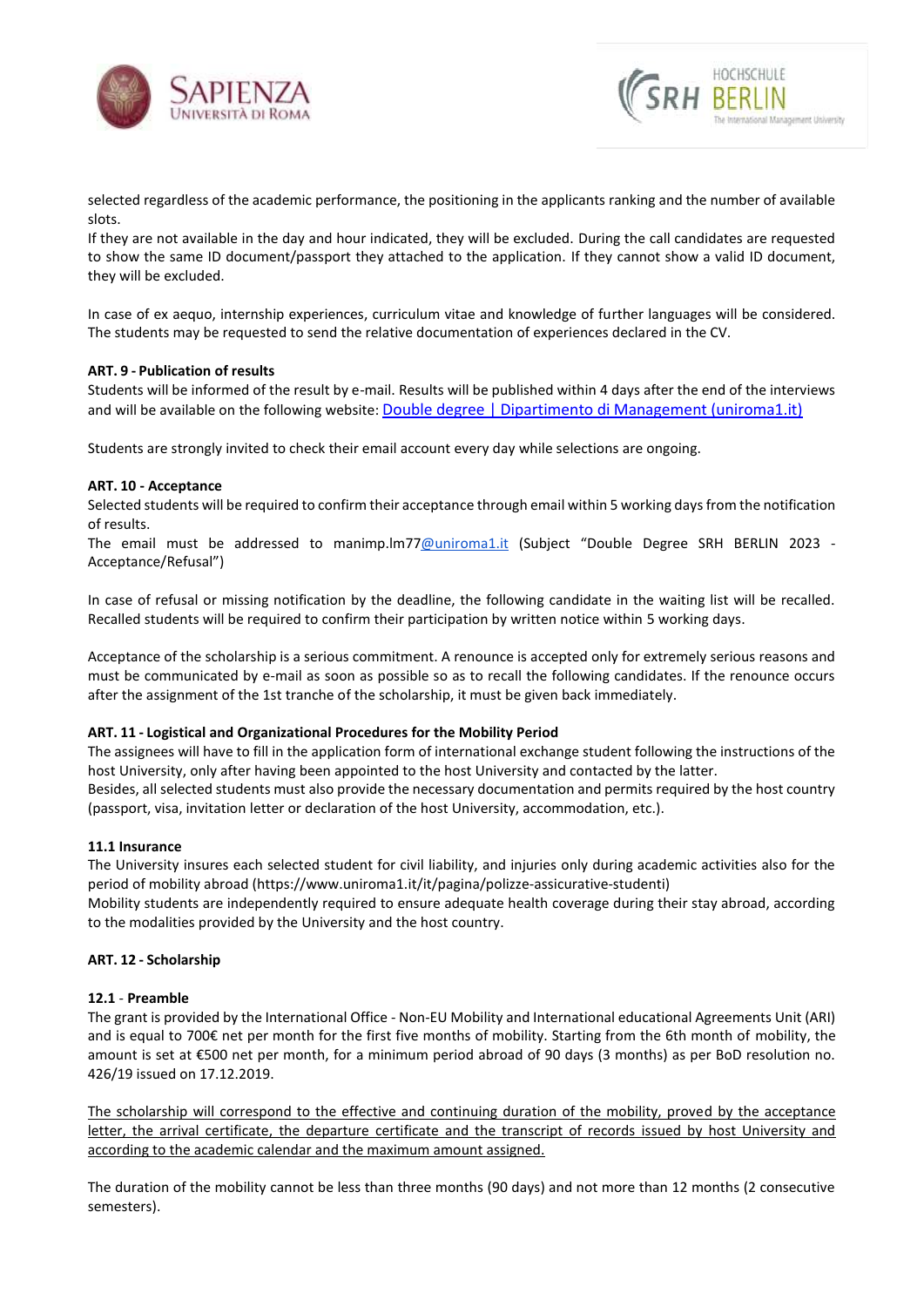selected regardless of the academic performance, the positioning in the applicants ranking and the number of available slots.
If they are not available in the day and hour indicated, they will be excluded. During the call candidates are requested to show the same ID document/passport they attached to the application. If they cannot show a valid ID document, they will be excluded.

In case of ex aequo, internship experiences, curriculum vitae and knowledge of further languages will be considered. The students may be requested to send the relative documentation of experiences declared in the CV.

**ART. 9 - Publication of results**
Students will be informed of the result by e-mail. Results will be published within 4 days after the end of the interviews and will be available on the following website: [Double degree | Dipartimento di Management (uniroma1.it)]

Students are strongly invited to check their email account every day while selections are ongoing.

**ART. 10 - Acceptance**
Selected students will be required to confirm their acceptance through email within 5 working days from the notification of results.
The email must be addressed to manimp.lm77@uniroma1.it (Subject "Double Degree SRH BERLIN 2023 - Acceptance/Refusal")

In case of refusal or missing notification by the deadline, the following candidate in the waiting list will be recalled. Recalled students will be required to confirm their participation by written notice within 5 working days.

Acceptance of the scholarship is a serious commitment. A renounce is accepted only for extremely serious reasons and must be communicated by e-mail as soon as possible so as to recall the following candidates. If the renounce occurs after the assignment of the 1st tranche of the scholarship, it must be given back immediately.

**ART. 11 - Logistical and Organizational Procedures for the Mobility Period**
The assignees will have to fill in the application form of international exchange student following the instructions of the host University, only after having been appointed to the host University and contacted by the latter.
Besides, all selected students must also provide the necessary documentation and permits required by the host country (passport, visa, invitation letter or declaration of the host University, accommodation, etc.).

**11.1 Insurance**
The University insures each selected student for civil liability, and injuries only during academic activities also for the period of mobility abroad (https://www.uniroma1.it/it/pagina/polizze-assicurative-studenti)
Mobility students are independently required to ensure adequate health coverage during their stay abroad, according to the modalities provided by the University and the host country.

**ART. 12 - Scholarship**

**12.1** - **Preamble**
The grant is provided by the International Office - Non-EU Mobility and International educational Agreements Unit (ARI) and is equal to 700€ net per month for the first five months of mobility. Starting from the 6th month of mobility, the amount is set at €500 net per month, for a minimum period abroad of 90 days (3 months) as per BoD resolution no. 426/19 issued on 17.12.2019.

<u>The scholarship will correspond to the effective and continuing duration of the mobility, proved by the acceptance letter, the arrival certificate, the departure certificate and the transcript of records issued by host University and according to the academic calendar and the maximum amount assigned.</u>

The duration of the mobility cannot be less than three months (90 days) and not more than 12 months (2 consecutive semesters).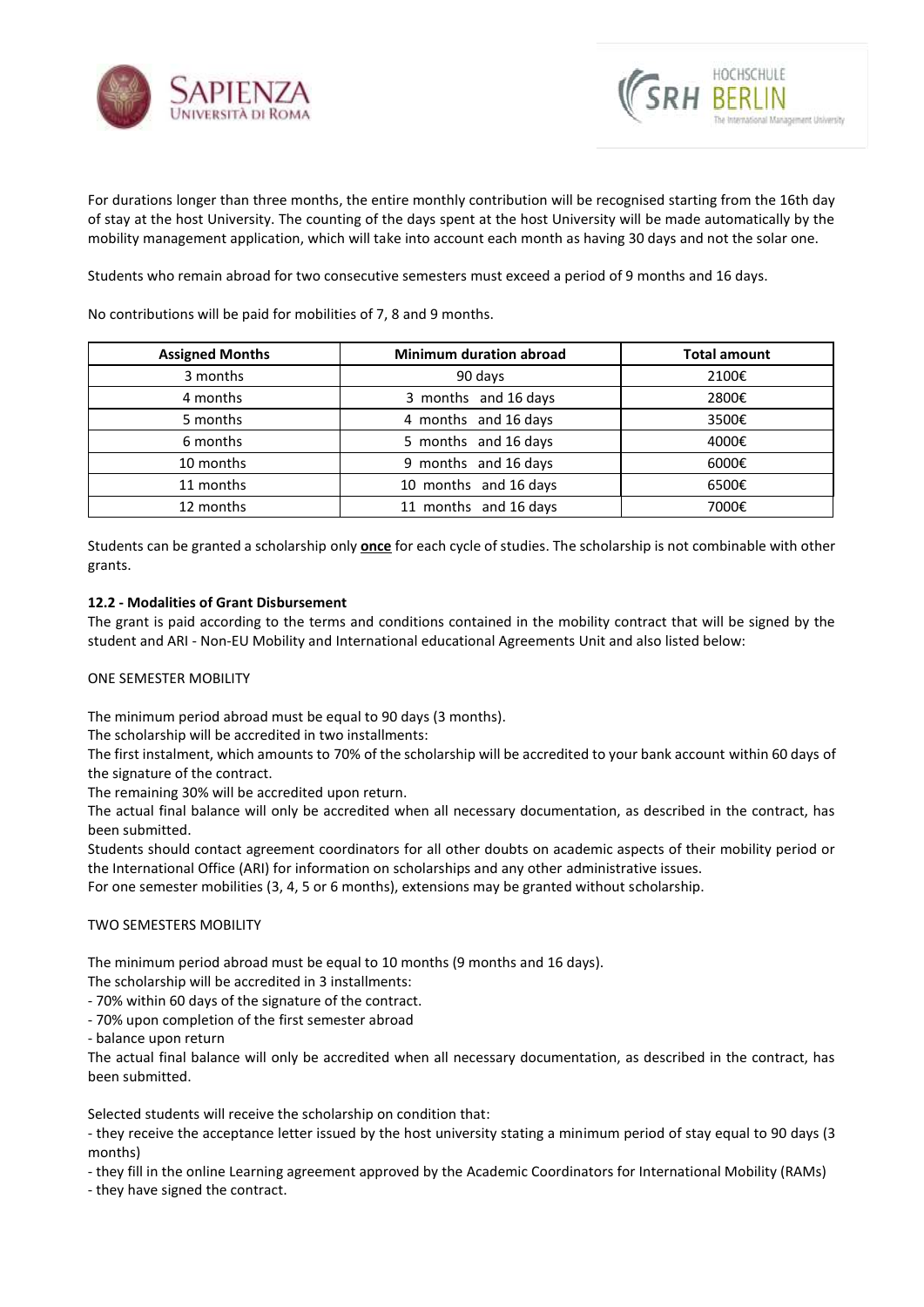For durations longer than three months, the entire monthly contribution will be recognised starting from the 16th day of stay at the host University. The counting of the days spent at the host University will be made automatically by the mobility management application, which will take into account each month as having 30 days and not the solar one.

Students who remain abroad for two consecutive semesters must exceed a period of 9 months and 16 days.

No contributions will be paid for mobilities of 7, 8 and 9 months.

| Assigned Months | Minimum duration abroad | Total amount |
|---|---|---|
| 3 months | 90 days | 2100€ |
| 4 months | 3 months and 16 days | 2800€ |
| 5 months | 4 months and 16 days | 3500€ |
| 6 months | 5 months and 16 days | 4000€ |
| 10 months | 9 months and 16 days | 6000€ |
| 11 months | 10 months and 16 days | 6500€ |
| 12 months | 11 months and 16 days | 7000€ |

Students can be granted a scholarship only **once** for each cycle of studies. The scholarship is not combinable with other grants.

**12.2 - Modalities of Grant Disbursement**

The grant is paid according to the terms and conditions contained in the mobility contract that will be signed by the student and ARI - Non-EU Mobility and International educational Agreements Unit and also listed below:

ONE SEMESTER MOBILITY

The minimum period abroad must be equal to 90 days (3 months).
The scholarship will be accredited in two installments:
The first instalment, which amounts to 70% of the scholarship will be accredited to your bank account within 60 days of the signature of the contract.
The remaining 30% will be accredited upon return.
The actual final balance will only be accredited when all necessary documentation, as described in the contract, has been submitted.
Students should contact agreement coordinators for all other doubts on academic aspects of their mobility period or the International Office (ARI) for information on scholarships and any other administrative issues.
For one semester mobilities (3, 4, 5 or 6 months), extensions may be granted without scholarship.

TWO SEMESTERS MOBILITY

The minimum period abroad must be equal to 10 months (9 months and 16 days).
The scholarship will be accredited in 3 installments:
- 70% within 60 days of the signature of the contract.
- 70% upon completion of the first semester abroad
- balance upon return

The actual final balance will only be accredited when all necessary documentation, as described in the contract, has been submitted.

Selected students will receive the scholarship on condition that:
- they receive the acceptance letter issued by the host university stating a minimum period of stay equal to 90 days (3 months)
- they fill in the online Learning agreement approved by the Academic Coordinators for International Mobility (RAMs)
- they have signed the contract.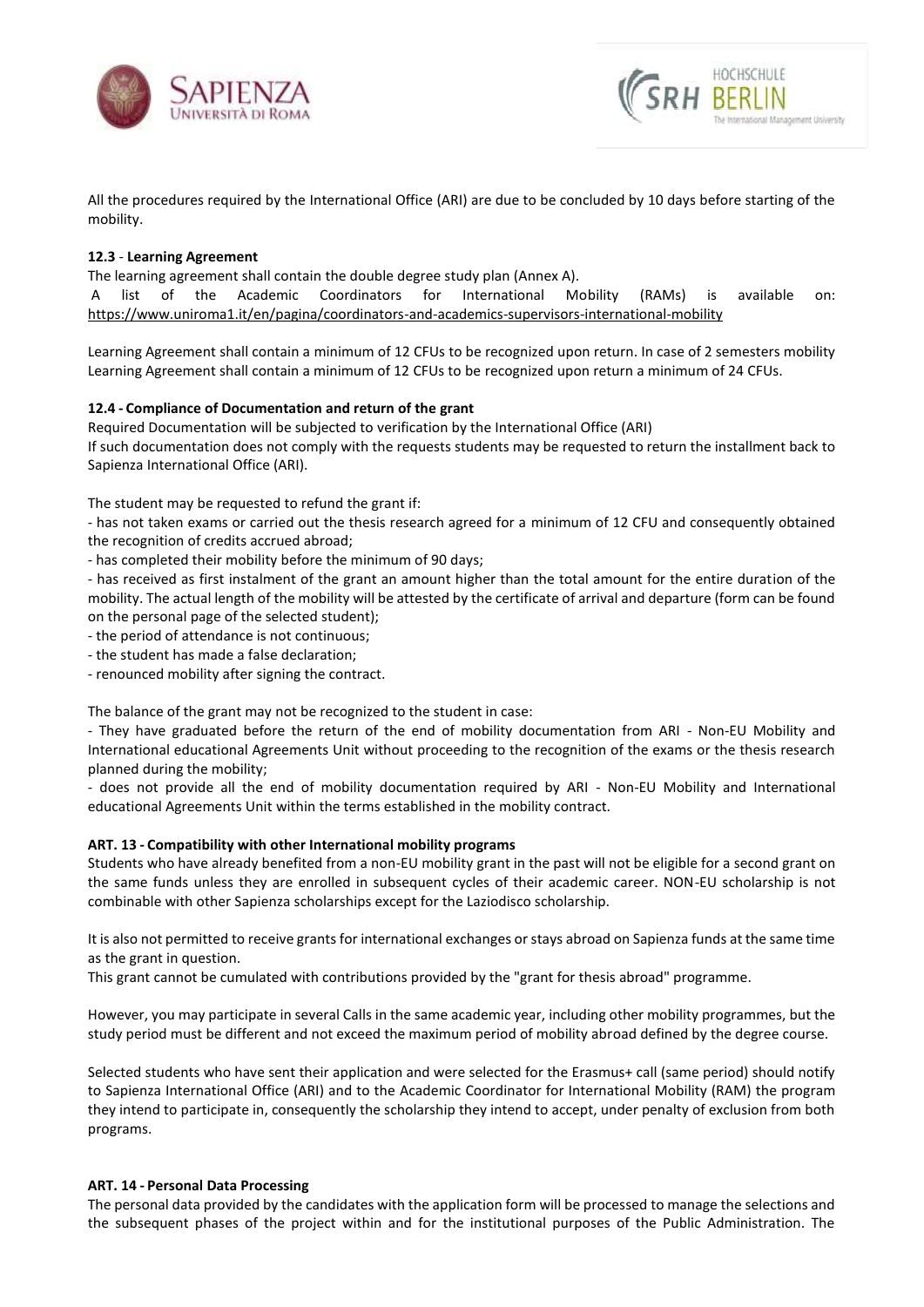All the procedures required by the International Office (ARI) are due to be concluded by 10 days before starting of the mobility.

### 12.3 - Learning Agreement

The learning agreement shall contain the double degree study plan (Annex A).

A list of the Academic Coordinators for International Mobility (RAMs) is available on: https://www.uniroma1.it/en/pagina/coordinators-and-academics-supervisors-international-mobility

Learning Agreement shall contain a minimum of 12 CFUs to be recognized upon return. In case of 2 semesters mobility Learning Agreement shall contain a minimum of 12 CFUs to be recognized upon return a minimum of 24 CFUs.

### 12.4 - Compliance of Documentation and return of the grant

Required Documentation will be subjected to verification by the International Office (ARI)

If such documentation does not comply with the requests students may be requested to return the installment back to Sapienza International Office (ARI).

The student may be requested to refund the grant if:

- has not taken exams or carried out the thesis research agreed for a minimum of 12 CFU and consequently obtained the recognition of credits accrued abroad;
- has completed their mobility before the minimum of 90 days;
- has received as first instalment of the grant an amount higher than the total amount for the entire duration of the mobility. The actual length of the mobility will be attested by the certificate of arrival and departure (form can be found on the personal page of the selected student);
- the period of attendance is not continuous;
- the student has made a false declaration;
- renounced mobility after signing the contract.

The balance of the grant may not be recognized to the student in case:

- They have graduated before the return of the end of mobility documentation from ARI - Non-EU Mobility and International educational Agreements Unit without proceeding to the recognition of the exams or the thesis research planned during the mobility;
- does not provide all the end of mobility documentation required by ARI - Non-EU Mobility and International educational Agreements Unit within the terms established in the mobility contract.

## ART. 13 - Compatibility with other International mobility programs

Students who have already benefited from a non-EU mobility grant in the past will not be eligible for a second grant on the same funds unless they are enrolled in subsequent cycles of their academic career. NON-EU scholarship is not combinable with other Sapienza scholarships except for the Laziodisco scholarship.

It is also not permitted to receive grants for international exchanges or stays abroad on Sapienza funds at the same time as the grant in question.

This grant cannot be cumulated with contributions provided by the "grant for thesis abroad" programme.

However, you may participate in several Calls in the same academic year, including other mobility programmes, but the study period must be different and not exceed the maximum period of mobility abroad defined by the degree course.

Selected students who have sent their application and were selected for the Erasmus+ call (same period) should notify to Sapienza International Office (ARI) and to the Academic Coordinator for International Mobility (RAM) the program they intend to participate in, consequently the scholarship they intend to accept, under penalty of exclusion from both programs.

## ART. 14 - Personal Data Processing

The personal data provided by the candidates with the application form will be processed to manage the selections and the subsequent phases of the project within and for the institutional purposes of the Public Administration. The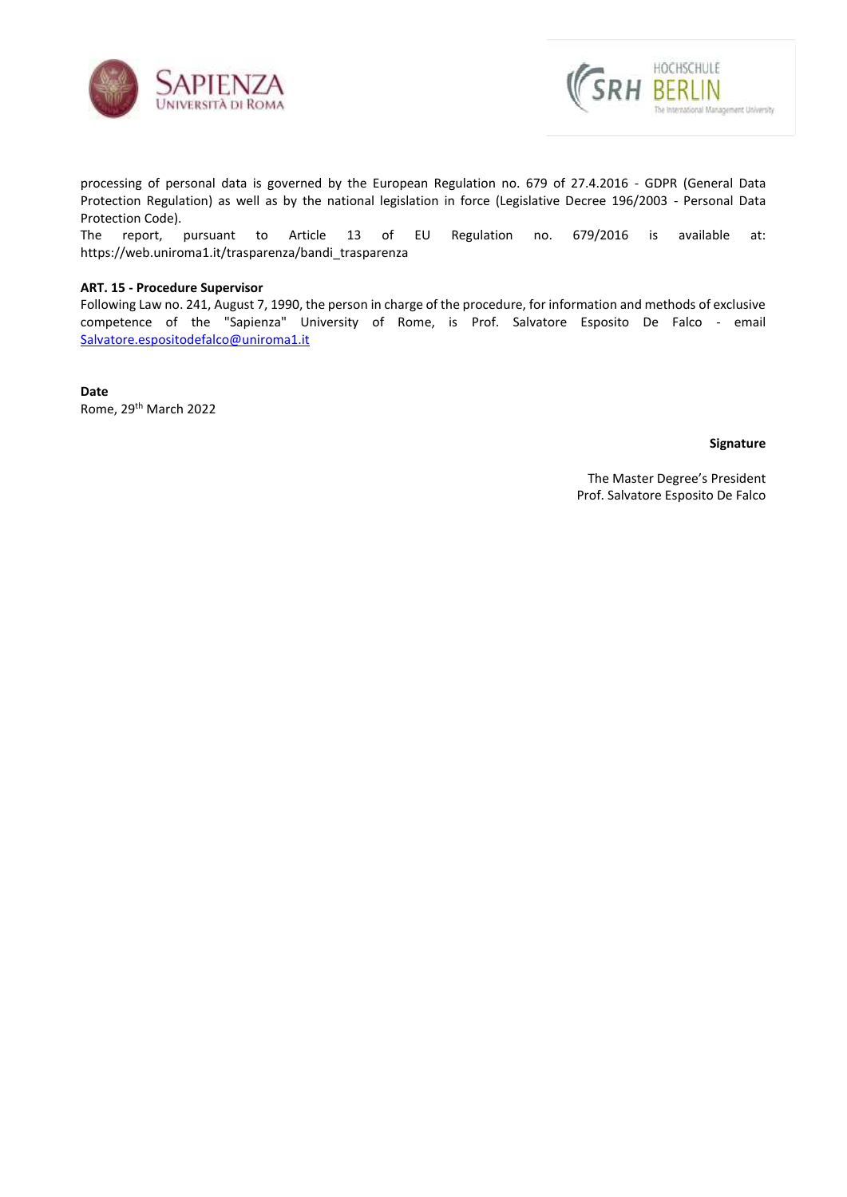processing of personal data is governed by the European Regulation no. 679 of 27.4.2016 - GDPR (General Data Protection Regulation) as well as by the national legislation in force (Legislative Decree 196/2003 - Personal Data Protection Code).
The report, pursuant to Article 13 of EU Regulation no. 679/2016 is available at: https://web.uniroma1.it/trasparenza/bandi_trasparenza

**ART. 15 - Procedure Supervisor**
Following Law no. 241, August 7, 1990, the person in charge of the procedure, for information and methods of exclusive competence of the "Sapienza" University of Rome, is Prof. Salvatore Esposito De Falco - email Salvatore.espositodefalco@uniroma1.it

**Date**
Rome, 29th March 2022

**Signature**

The Master Degree's President
Prof. Salvatore Esposito De Falco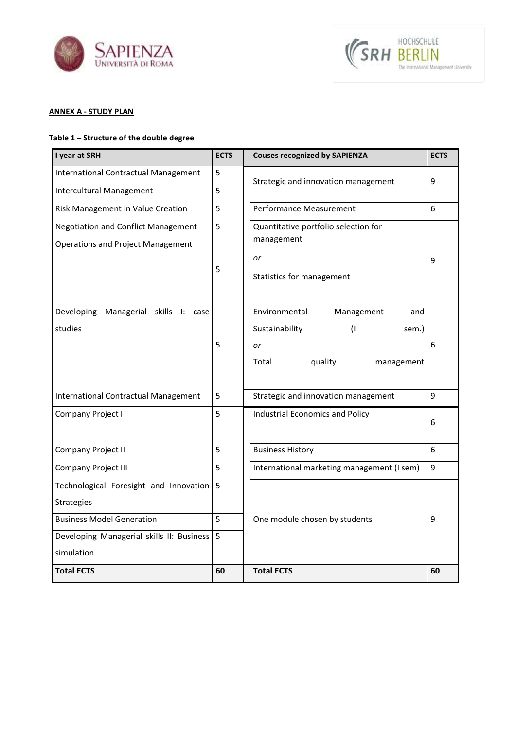**ANNEX A - STUDY PLAN**

**Table 1 – Structure of the double degree**

| I year at SRH | ECTS | Couses recognized by SAPIENZA | ECTS |
|---|---|---|---|
| International Contractual Management | 5 | Strategic and innovation management | 9 |
| Intercultural Management | 5 | | |
| Risk Management in Value Creation | 5 | Performance Measurement | 6 |
| Negotiation and Conflict Management | 5 | Quantitative portfolio selection for management *or* Statistics for management | 9 |
| Operations and Project Management | 5 | | |
| Developing Managerial skills I: case studies | 5 | Environmental Management and Sustainability (I sem.) *or* Total quality management | 6 |
| International Contractual Management | 5 | Strategic and innovation management | 9 |
| Company Project I | 5 | Industrial Economics and Policy | 6 |
| Company Project II | 5 | Business History | 6 |
| Company Project III | 5 | International marketing management (I sem) | 9 |
| Technological Foresight and Innovation Strategies | 5 | One module chosen by students | 9 |
| Business Model Generation | 5 | | |
| Developing Managerial skills II: Business simulation | 5 | | |
| **Total ECTS** | **60** | **Total ECTS** | **60** |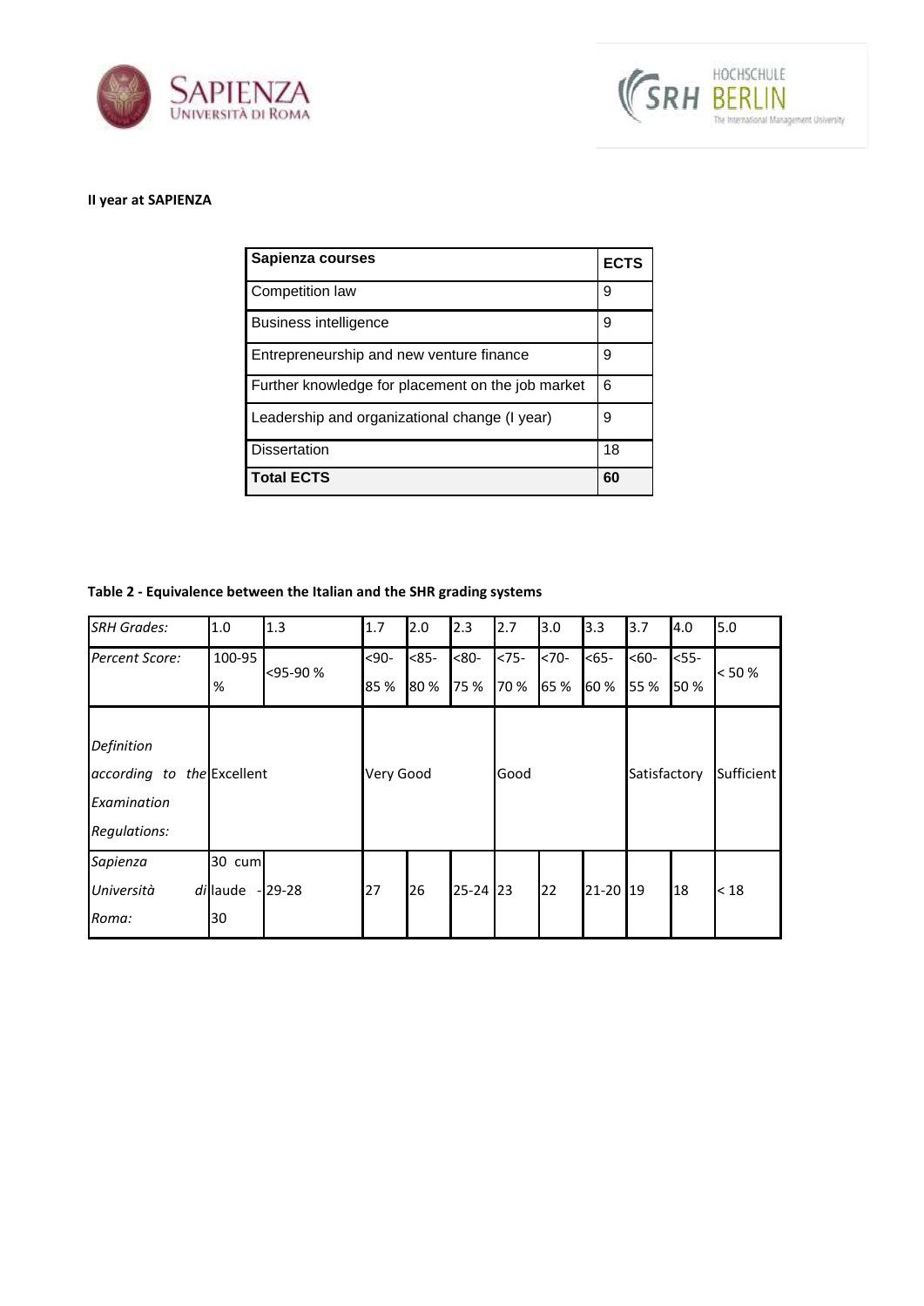**II year at SAPIENZA**

| Sapienza courses | ECTS |
|---|---|
| Competition law | 9 |
| Business intelligence | 9 |
| Entrepreneurship and new venture finance | 9 |
| Further knowledge for placement on the job market | 6 |
| Leadership and organizational change (I year) | 9 |
| Dissertation | 18 |
| **Total ECTS** | **60** |

**Table 2 - Equivalence between the Italian and the SHR grading systems**

| *SRH Grades:* | 1.0 | 1.3 | 1.7 | 2.0 | 2.3 | 2.7 | 3.0 | 3.3 | 3.7 | 4.0 | 5.0 |
|---|---|---|---|---|---|---|---|---|---|---|---|
| *Percent Score:* | 100-95 % | <95-90 % | <90-85 % | <85-80 % | <80-75 % | <75-70 % | <70-65 % | <65-60 % | <60-55 % | <55-50 % | < 50 % |
| *Definition according to the Examination Regulations:* | Excellent | | Very Good | | | Good | | | Satisfactory | | Sufficient |
| *Sapienza Università di Roma:* | 30 cum laude - 30 | 29-28 | 27 | 26 | 25-24 | 23 | 22 | 21-20 | 19 | 18 | < 18 |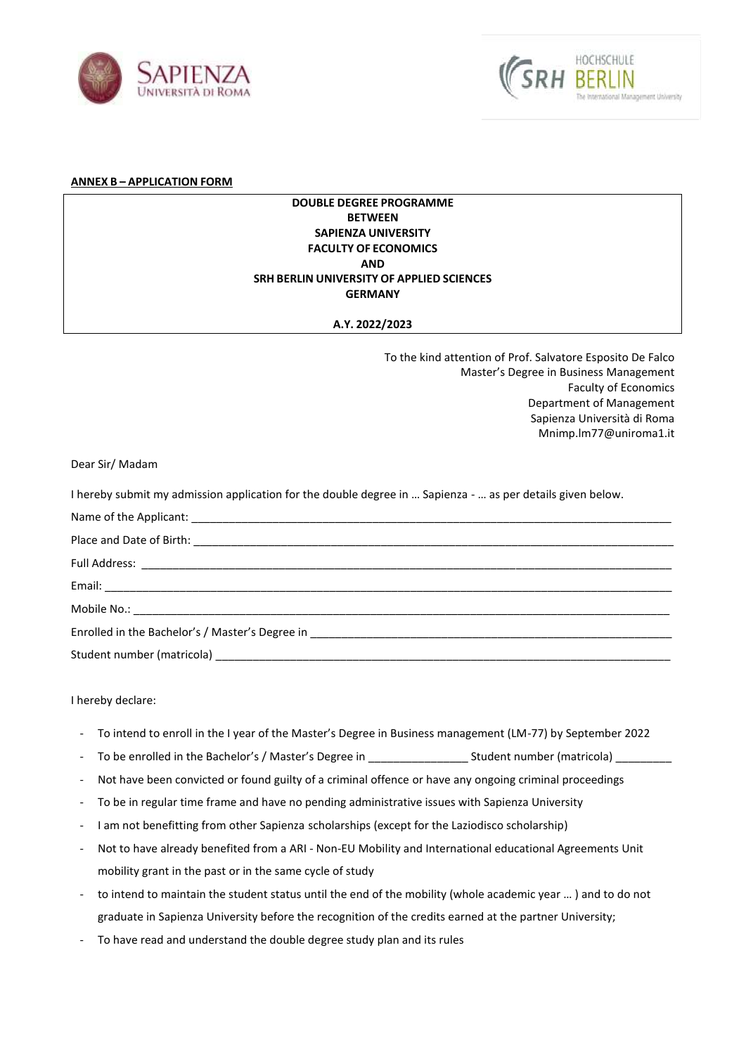**ANNEX B – APPLICATION FORM**

**DOUBLE DEGREE PROGRAMME**
**BETWEEN**
**SAPIENZA UNIVERSITY**
**FACULTY OF ECONOMICS**
**AND**
**SRH BERLIN UNIVERSITY OF APPLIED SCIENCES**
**GERMANY**

**A.Y. 2022/2023**

To the kind attention of Prof. Salvatore Esposito De Falco
Master's Degree in Business Management
Faculty of Economics
Department of Management
Sapienza Università di Roma
Mnimp.lm77@uniroma1.it

Dear Sir/ Madam

I hereby submit my admission application for the double degree in … Sapienza - … as per details given below.

Name of the Applicant: ___________________________________________________________________________

Place and Date of Birth: __________________________________________________________________________

Full Address: ________________________________________________________________________________

Email: ______________________________________________________________________________________

Mobile No.: _________________________________________________________________________________

Enrolled in the Bachelor's / Master's Degree in ______________________________________________________

Student number (matricola) _____________________________________________________________________

I hereby declare:

- To intend to enroll in the I year of the Master's Degree in Business management (LM-77) by September 2022
- To be enrolled in the Bachelor's / Master's Degree in ________________ Student number (matricola) _________
- Not have been convicted or found guilty of a criminal offence or have any ongoing criminal proceedings
- To be in regular time frame and have no pending administrative issues with Sapienza University
- I am not benefitting from other Sapienza scholarships (except for the Laziodisco scholarship)
- Not to have already benefited from a ARI - Non-EU Mobility and International educational Agreements Unit mobility grant in the past or in the same cycle of study
- to intend to maintain the student status until the end of the mobility (whole academic year … ) and to do not graduate in Sapienza University before the recognition of the credits earned at the partner University;
- To have read and understand the double degree study plan and its rules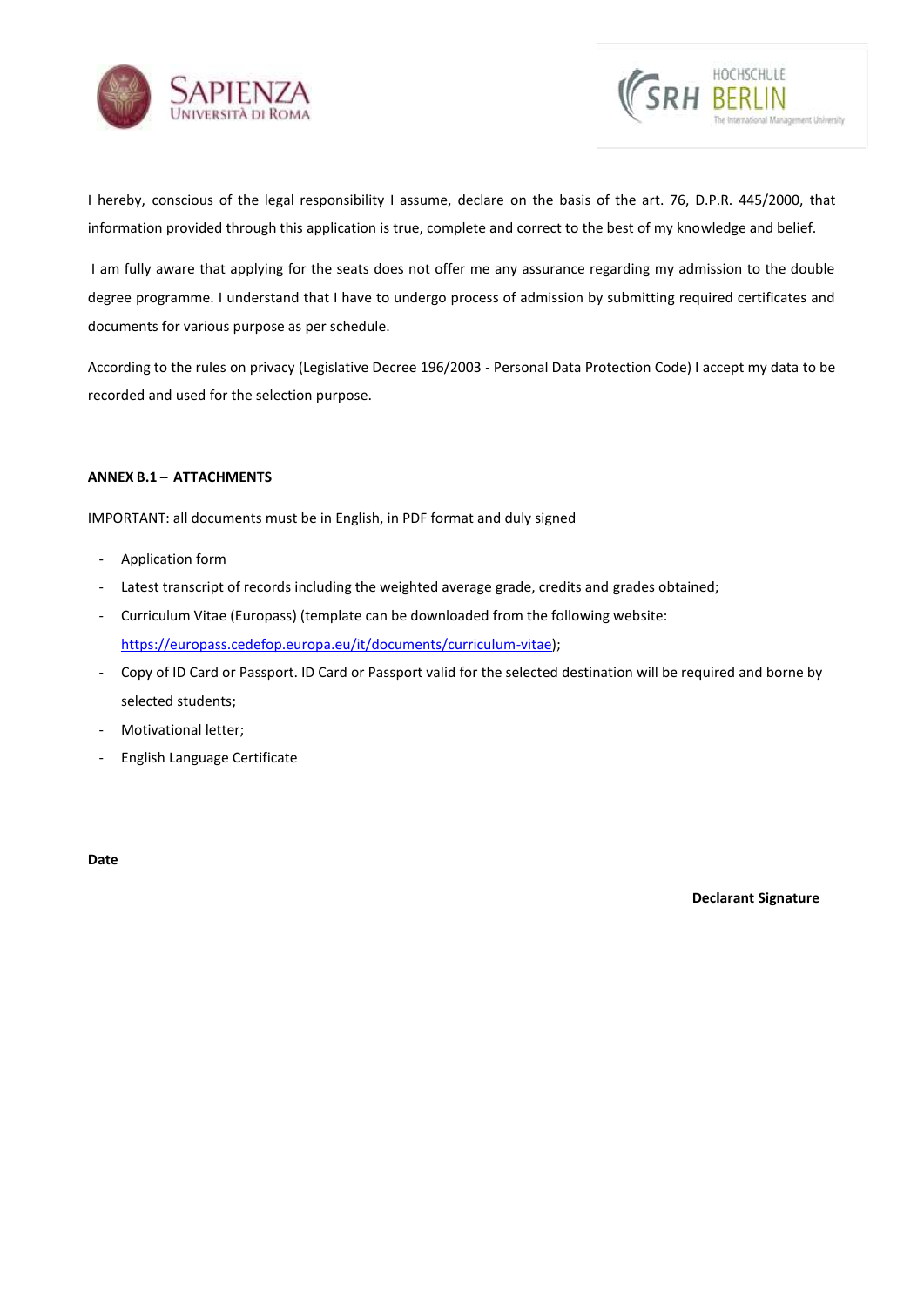I hereby, conscious of the legal responsibility I assume, declare on the basis of the art. 76, D.P.R. 445/2000, that information provided through this application is true, complete and correct to the best of my knowledge and belief.

I am fully aware that applying for the seats does not offer me any assurance regarding my admission to the double degree programme. I understand that I have to undergo process of admission by submitting required certificates and documents for various purpose as per schedule.

According to the rules on privacy (Legislative Decree 196/2003 - Personal Data Protection Code) I accept my data to be recorded and used for the selection purpose.

**ANNEX B.1 – ATTACHMENTS**

IMPORTANT: all documents must be in English, in PDF format and duly signed

- Application form
- Latest transcript of records including the weighted average grade, credits and grades obtained;
- Curriculum Vitae (Europass) (template can be downloaded from the following website: https://europass.cedefop.europa.eu/it/documents/curriculum-vitae);
- Copy of ID Card or Passport. ID Card or Passport valid for the selected destination will be required and borne by selected students;
- Motivational letter;
- English Language Certificate

**Date**

**Declarant Signature**